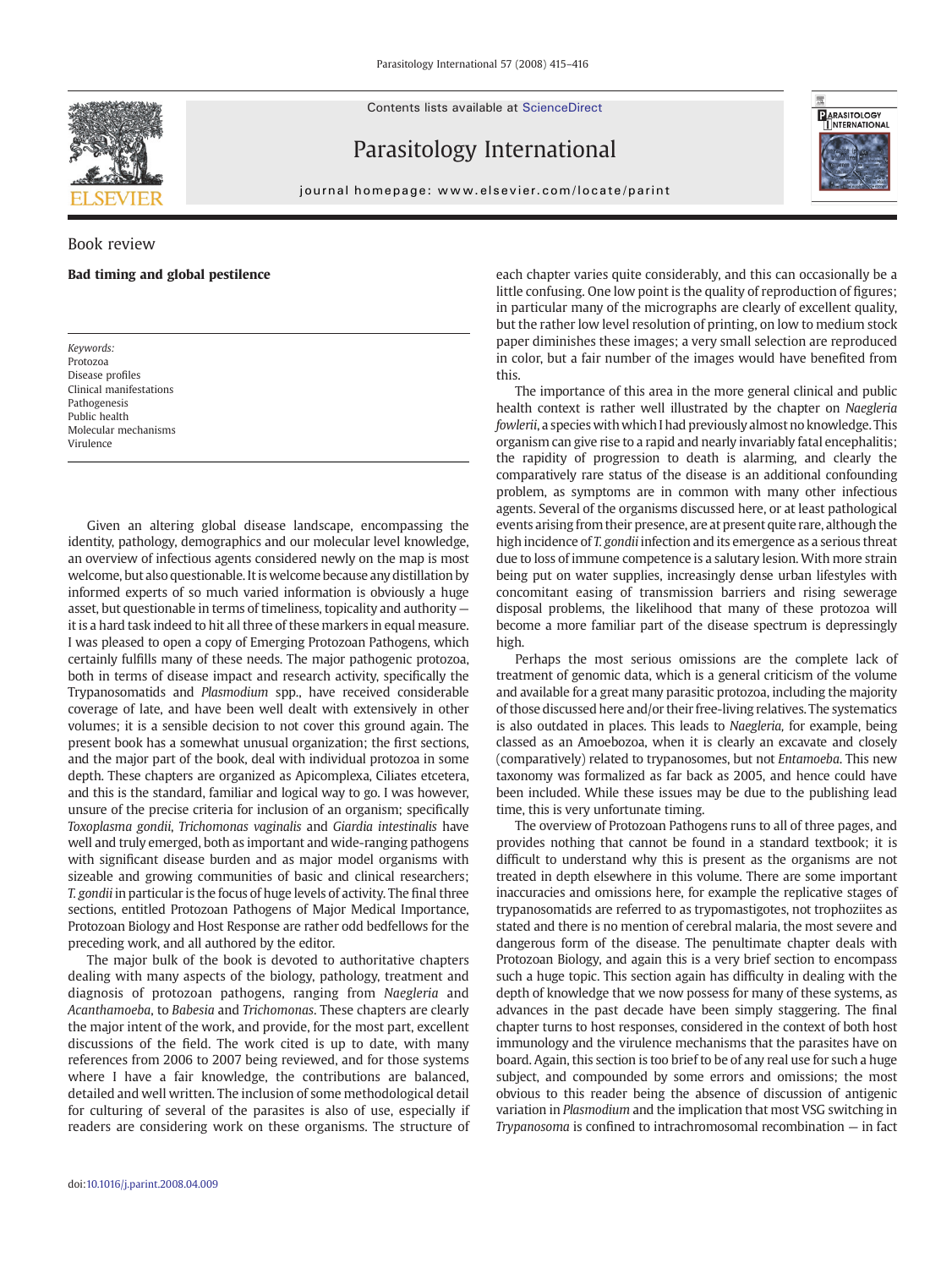Contents lists available at ScienceDirect

# Parasitology International

journal homepage: www.elsevier.com/locate/parint

Book review

## Bad timing and global pestilence

*Keywords:*
Protozoa
Disease profiles
Clinical manifestations
Pathogenesis
Public health
Molecular mechanisms
Virulence

Given an altering global disease landscape, encompassing the identity, pathology, demographics and our molecular level knowledge, an overview of infectious agents considered newly on the map is most welcome, but also questionable. It is welcome because any distillation by informed experts of so much varied information is obviously a huge asset, but questionable in terms of timeliness, topicality and authority — it is a hard task indeed to hit all three of these markers in equal measure. I was pleased to open a copy of Emerging Protozoan Pathogens, which certainly fulfills many of these needs. The major pathogenic protozoa, both in terms of disease impact and research activity, specifically the Trypanosomatids and *Plasmodium* spp., have received considerable coverage of late, and have been well dealt with extensively in other volumes; it is a sensible decision to not cover this ground again. The present book has a somewhat unusual organization; the first sections, and the major part of the book, deal with individual protozoa in some depth. These chapters are organized as Apicomplexa, Ciliates etcetera, and this is the standard, familiar and logical way to go. I was however, unsure of the precise criteria for inclusion of an organism; specifically *Toxoplasma gondii*, *Trichomonas vaginalis* and *Giardia intestinalis* have well and truly emerged, both as important and wide-ranging pathogens with significant disease burden and as major model organisms with sizeable and growing communities of basic and clinical researchers; *T. gondii* in particular is the focus of huge levels of activity. The final three sections, entitled Protozoan Pathogens of Major Medical Importance, Protozoan Biology and Host Response are rather odd bedfellows for the preceding work, and all authored by the editor.

The major bulk of the book is devoted to authoritative chapters dealing with many aspects of the biology, pathology, treatment and diagnosis of protozoan pathogens, ranging from *Naegleria* and *Acanthamoeba*, to *Babesia* and *Trichomonas*. These chapters are clearly the major intent of the work, and provide, for the most part, excellent discussions of the field. The work cited is up to date, with many references from 2006 to 2007 being reviewed, and for those systems where I have a fair knowledge, the contributions are balanced, detailed and well written. The inclusion of some methodological detail for culturing of several of the parasites is also of use, especially if readers are considering work on these organisms. The structure of each chapter varies quite considerably, and this can occasionally be a little confusing. One low point is the quality of reproduction of figures; in particular many of the micrographs are clearly of excellent quality, but the rather low level resolution of printing, on low to medium stock paper diminishes these images; a very small selection are reproduced in color, but a fair number of the images would have benefited from this.

The importance of this area in the more general clinical and public health context is rather well illustrated by the chapter on *Naegleria fowlerii*, a species with which I had previously almost no knowledge. This organism can give rise to a rapid and nearly invariably fatal encephalitis; the rapidity of progression to death is alarming, and clearly the comparatively rare status of the disease is an additional confounding problem, as symptoms are in common with many other infectious agents. Several of the organisms discussed here, or at least pathological events arising from their presence, are at present quite rare, although the high incidence of *T. gondii* infection and its emergence as a serious threat due to loss of immune competence is a salutary lesion. With more strain being put on water supplies, increasingly dense urban lifestyles with concomitant easing of transmission barriers and rising sewerage disposal problems, the likelihood that many of these protozoa will become a more familiar part of the disease spectrum is depressingly high.

Perhaps the most serious omissions are the complete lack of treatment of genomic data, which is a general criticism of the volume and available for a great many parasitic protozoa, including the majority of those discussed here and/or their free-living relatives. The systematics is also outdated in places. This leads to *Naegleria*, for example, being classed as an Amoebozoa, when it is clearly an excavate and closely (comparatively) related to trypanosomes, but not *Entamoeba*. This new taxonomy was formalized as far back as 2005, and hence could have been included. While these issues may be due to the publishing lead time, this is very unfortunate timing.

The overview of Protozoan Pathogens runs to all of three pages, and provides nothing that cannot be found in a standard textbook; it is difficult to understand why this is present as the organisms are not treated in depth elsewhere in this volume. There are some important inaccuracies and omissions here, for example the replicative stages of trypanosomatids are referred to as trypomastigotes, not trophoziites as stated and there is no mention of cerebral malaria, the most severe and dangerous form of the disease. The penultimate chapter deals with Protozoan Biology, and again this is a very brief section to encompass such a huge topic. This section again has difficulty in dealing with the depth of knowledge that we now possess for many of these systems, as advances in the past decade have been simply staggering. The final chapter turns to host responses, considered in the context of both host immunology and the virulence mechanisms that the parasites have on board. Again, this section is too brief to be of any real use for such a huge subject, and compounded by some errors and omissions; the most obvious to this reader being the absence of discussion of antigenic variation in *Plasmodium* and the implication that most VSG switching in *Trypanosoma* is confined to intrachromosomal recombination — in fact

doi:10.1016/j.parint.2008.04.009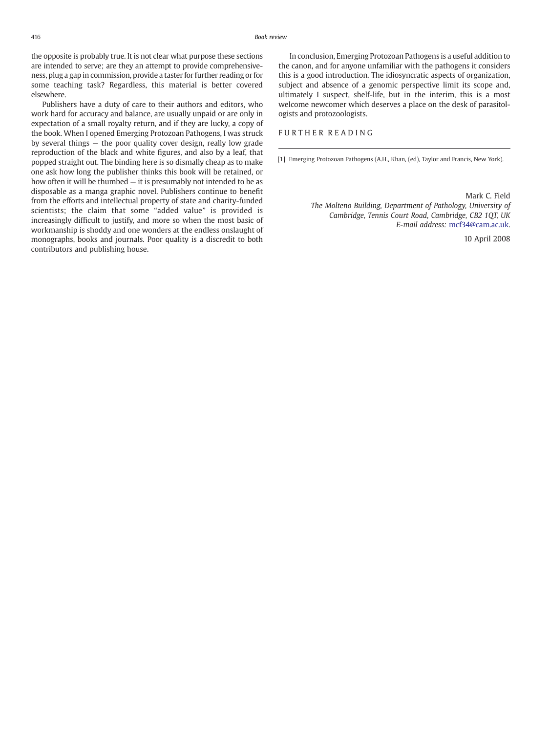the opposite is probably true. It is not clear what purpose these sections are intended to serve; are they an attempt to provide comprehensiveness, plug a gap in commission, provide a taster for further reading or for some teaching task? Regardless, this material is better covered elsewhere.

Publishers have a duty of care to their authors and editors, who work hard for accuracy and balance, are usually unpaid or are only in expectation of a small royalty return, and if they are lucky, a copy of the book. When I opened Emerging Protozoan Pathogens, I was struck by several things — the poor quality cover design, really low grade reproduction of the black and white figures, and also by a leaf, that popped straight out. The binding here is so dismally cheap as to make one ask how long the publisher thinks this book will be retained, or how often it will be thumbed — it is presumably not intended to be as disposable as a manga graphic novel. Publishers continue to benefit from the efforts and intellectual property of state and charity-funded scientists; the claim that some "added value" is provided is increasingly difficult to justify, and more so when the most basic of workmanship is shoddy and one wonders at the endless onslaught of monographs, books and journals. Poor quality is a discredit to both contributors and publishing house.

In conclusion, Emerging Protozoan Pathogens is a useful addition to the canon, and for anyone unfamiliar with the pathogens it considers this is a good introduction. The idiosyncratic aspects of organization, subject and absence of a genomic perspective limit its scope and, ultimately I suspect, shelf-life, but in the interim, this is a most welcome newcomer which deserves a place on the desk of parasitologists and protozoologists.

## FURTHER READING

[1] Emerging Protozoan Pathogens (A.H., Khan, (ed), Taylor and Francis, New York).

Mark C. Field
*The Molteno Building, Department of Pathology, University of Cambridge, Tennis Court Road, Cambridge, CB2 1QT, UK*
*E-mail address:* mcf34@cam.ac.uk.

10 April 2008